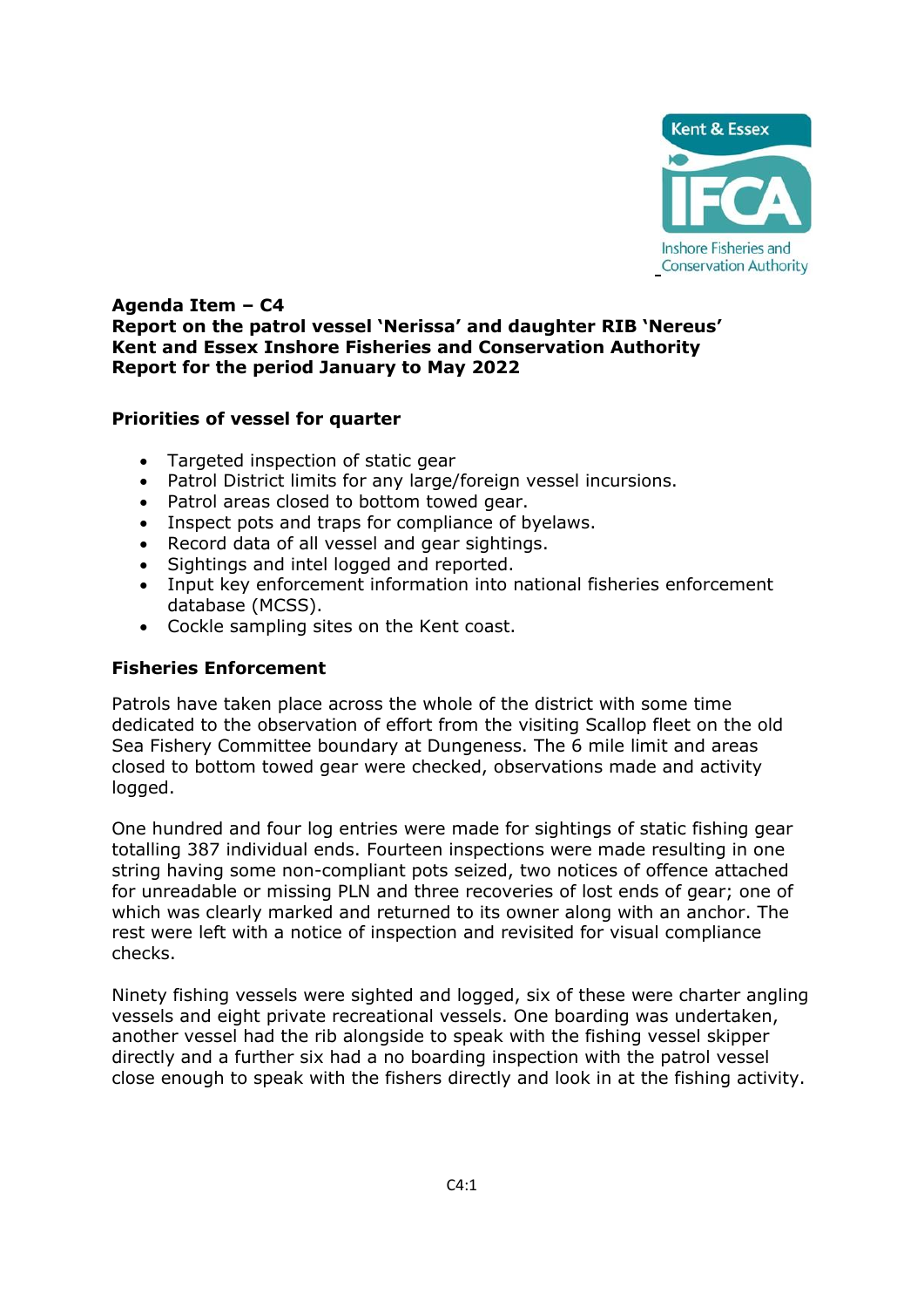**Agenda Item – C4**
**Report on the patrol vessel 'Nerissa' and daughter RIB 'Nereus'**
**Kent and Essex Inshore Fisheries and Conservation Authority**
**Report for the period January to May 2022**

## Priorities of vessel for quarter

- Targeted inspection of static gear
- Patrol District limits for any large/foreign vessel incursions.
- Patrol areas closed to bottom towed gear.
- Inspect pots and traps for compliance of byelaws.
- Record data of all vessel and gear sightings.
- Sightings and intel logged and reported.
- Input key enforcement information into national fisheries enforcement database (MCSS).
- Cockle sampling sites on the Kent coast.

## Fisheries Enforcement

Patrols have taken place across the whole of the district with some time dedicated to the observation of effort from the visiting Scallop fleet on the old Sea Fishery Committee boundary at Dungeness. The 6 mile limit and areas closed to bottom towed gear were checked, observations made and activity logged.

One hundred and four log entries were made for sightings of static fishing gear totalling 387 individual ends. Fourteen inspections were made resulting in one string having some non-compliant pots seized, two notices of offence attached for unreadable or missing PLN and three recoveries of lost ends of gear; one of which was clearly marked and returned to its owner along with an anchor. The rest were left with a notice of inspection and revisited for visual compliance checks.

Ninety fishing vessels were sighted and logged, six of these were charter angling vessels and eight private recreational vessels. One boarding was undertaken, another vessel had the rib alongside to speak with the fishing vessel skipper directly and a further six had a no boarding inspection with the patrol vessel close enough to speak with the fishers directly and look in at the fishing activity.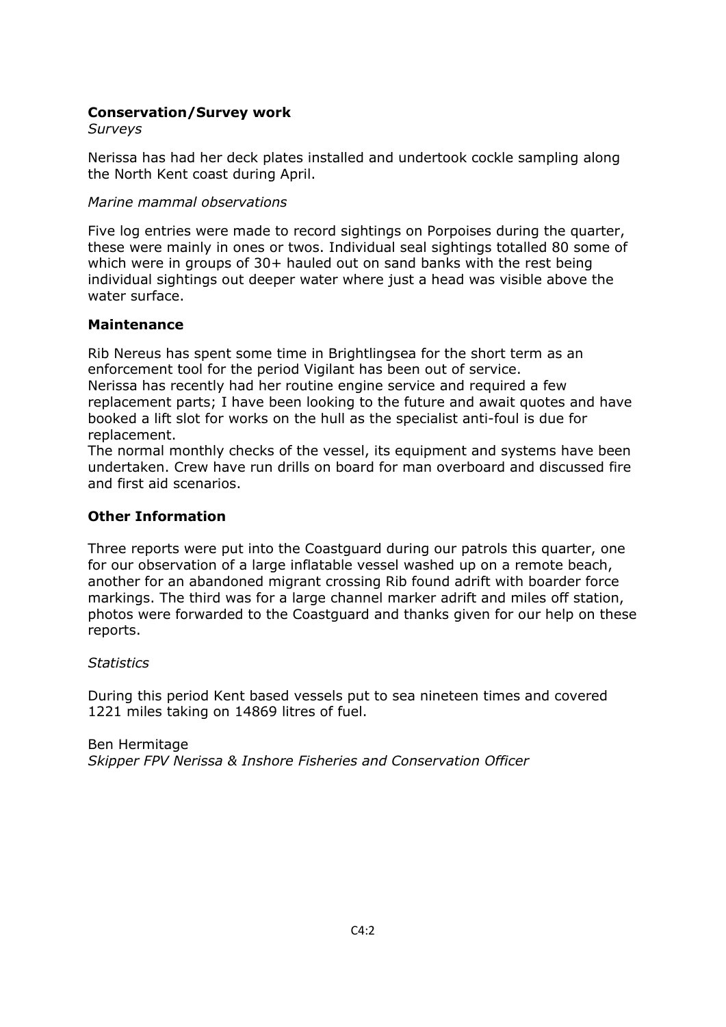**Conservation/Survey work**

*Surveys*

Nerissa has had her deck plates installed and undertook cockle sampling along the North Kent coast during April.

*Marine mammal observations*

Five log entries were made to record sightings on Porpoises during the quarter, these were mainly in ones or twos. Individual seal sightings totalled 80 some of which were in groups of 30+ hauled out on sand banks with the rest being individual sightings out deeper water where just a head was visible above the water surface.

**Maintenance**

Rib Nereus has spent some time in Brightlingsea for the short term as an enforcement tool for the period Vigilant has been out of service.
Nerissa has recently had her routine engine service and required a few replacement parts; I have been looking to the future and await quotes and have booked a lift slot for works on the hull as the specialist anti-foul is due for replacement.
The normal monthly checks of the vessel, its equipment and systems have been undertaken. Crew have run drills on board for man overboard and discussed fire and first aid scenarios.

**Other Information**

Three reports were put into the Coastguard during our patrols this quarter, one for our observation of a large inflatable vessel washed up on a remote beach, another for an abandoned migrant crossing Rib found adrift with boarder force markings. The third was for a large channel marker adrift and miles off station, photos were forwarded to the Coastguard and thanks given for our help on these reports.

*Statistics*

During this period Kent based vessels put to sea nineteen times and covered 1221 miles taking on 14869 litres of fuel.

Ben Hermitage
*Skipper FPV Nerissa & Inshore Fisheries and Conservation Officer*